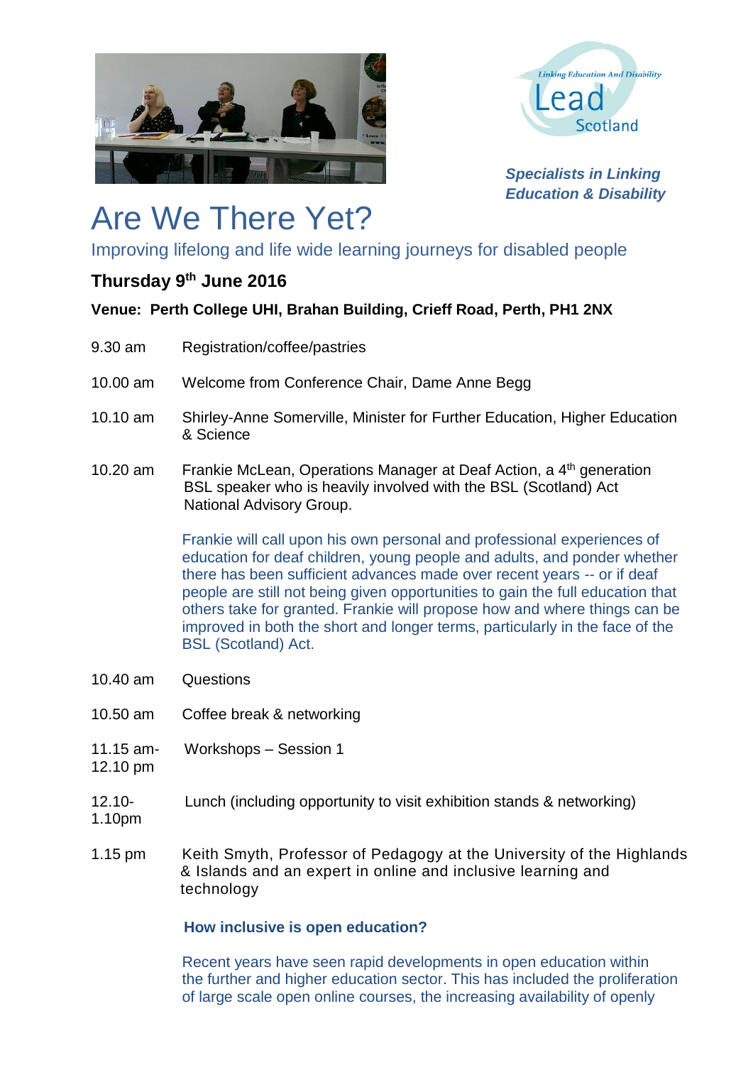Linking Education And Disability

Lead Scotland

***Specialists in Linking Education & Disability***

# Are We There Yet?

Improving lifelong and life wide learning journeys for disabled people

**Thursday 9th June 2016**

**Venue: Perth College UHI, Brahan Building, Crieff Road, Perth, PH1 2NX**

| | |
|---|---|
| 9.30 am | Registration/coffee/pastries |
| 10.00 am | Welcome from Conference Chair, Dame Anne Begg |
| 10.10 am | Shirley-Anne Somerville, Minister for Further Education, Higher Education & Science |
| 10.20 am | Frankie McLean, Operations Manager at Deaf Action, a 4th generation BSL speaker who is heavily involved with the BSL (Scotland) Act National Advisory Group. |

Frankie will call upon his own personal and professional experiences of education for deaf children, young people and adults, and ponder whether there has been sufficient advances made over recent years -- or if deaf people are still not being given opportunities to gain the full education that others take for granted. Frankie will propose how and where things can be improved in both the short and longer terms, particularly in the face of the BSL (Scotland) Act.

| | |
|---|---|
| 10.40 am | Questions |
| 10.50 am | Coffee break & networking |
| 11.15 am- 12.10 pm | Workshops – Session 1 |
| 12.10- 1.10pm | Lunch (including opportunity to visit exhibition stands & networking) |
| 1.15 pm | Keith Smyth, Professor of Pedagogy at the University of the Highlands & Islands and an expert in online and inclusive learning and technology |

**How inclusive is open education?**

Recent years have seen rapid developments in open education within the further and higher education sector. This has included the proliferation of large scale open online courses, the increasing availability of openly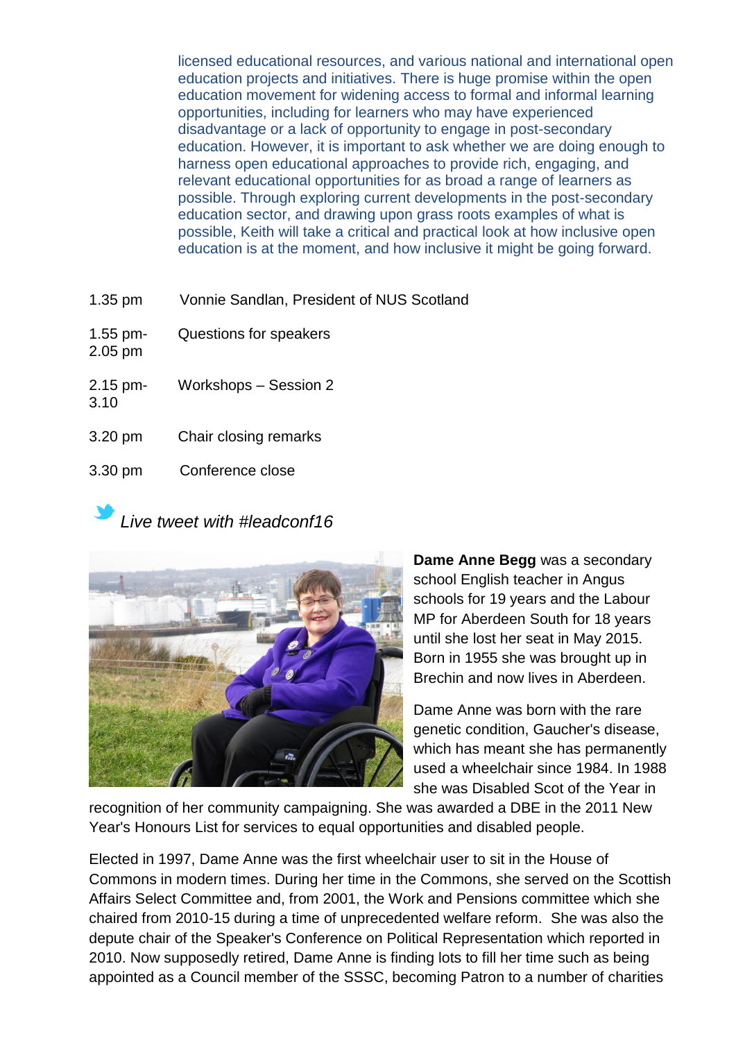licensed educational resources, and various national and international open education projects and initiatives. There is huge promise within the open education movement for widening access to formal and informal learning opportunities, including for learners who may have experienced disadvantage or a lack of opportunity to engage in post-secondary education. However, it is important to ask whether we are doing enough to harness open educational approaches to provide rich, engaging, and relevant educational opportunities for as broad a range of learners as possible. Through exploring current developments in the post-secondary education sector, and drawing upon grass roots examples of what is possible, Keith will take a critical and practical look at how inclusive open education is at the moment, and how inclusive it might be going forward.

| | |
|---|---|
| 1.35 pm | Vonnie Sandlan, President of NUS Scotland |
| 1.55 pm-2.05 pm | Questions for speakers |
| 2.15 pm-3.10 | Workshops – Session 2 |
| 3.20 pm | Chair closing remarks |
| 3.30 pm | Conference close |

*Live tweet with #leadconf16*

**Dame Anne Begg** was a secondary school English teacher in Angus schools for 19 years and the Labour MP for Aberdeen South for 18 years until she lost her seat in May 2015. Born in 1955 she was brought up in Brechin and now lives in Aberdeen.

Dame Anne was born with the rare genetic condition, Gaucher's disease, which has meant she has permanently used a wheelchair since 1984. In 1988 she was Disabled Scot of the Year in recognition of her community campaigning. She was awarded a DBE in the 2011 New Year's Honours List for services to equal opportunities and disabled people.

Elected in 1997, Dame Anne was the first wheelchair user to sit in the House of Commons in modern times. During her time in the Commons, she served on the Scottish Affairs Select Committee and, from 2001, the Work and Pensions committee which she chaired from 2010-15 during a time of unprecedented welfare reform. She was also the depute chair of the Speaker's Conference on Political Representation which reported in 2010. Now supposedly retired, Dame Anne is finding lots to fill her time such as being appointed as a Council member of the SSSC, becoming Patron to a number of charities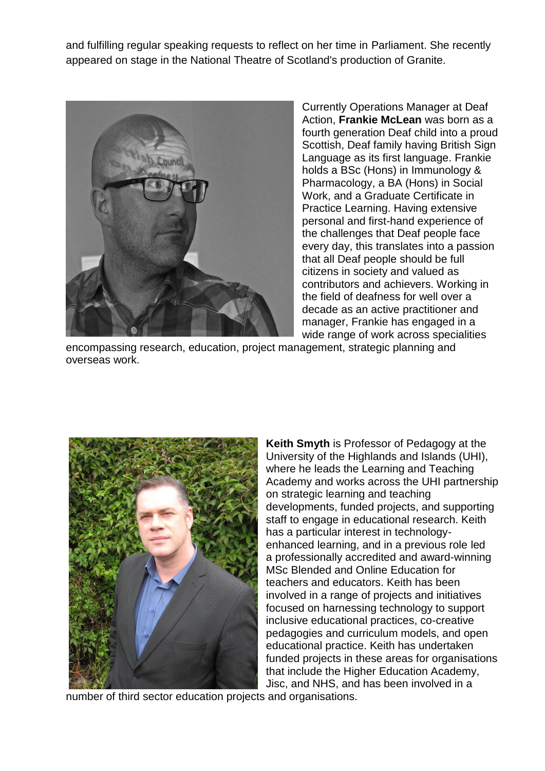and fulfilling regular speaking requests to reflect on her time in Parliament. She recently appeared on stage in the National Theatre of Scotland's production of Granite.

Currently Operations Manager at Deaf Action, **Frankie McLean** was born as a fourth generation Deaf child into a proud Scottish, Deaf family having British Sign Language as its first language. Frankie holds a BSc (Hons) in Immunology & Pharmacology, a BA (Hons) in Social Work, and a Graduate Certificate in Practice Learning. Having extensive personal and first-hand experience of the challenges that Deaf people face every day, this translates into a passion that all Deaf people should be full citizens in society and valued as contributors and achievers. Working in the field of deafness for well over a decade as an active practitioner and manager, Frankie has engaged in a wide range of work across specialities encompassing research, education, project management, strategic planning and overseas work.

**Keith Smyth** is Professor of Pedagogy at the University of the Highlands and Islands (UHI), where he leads the Learning and Teaching Academy and works across the UHI partnership on strategic learning and teaching developments, funded projects, and supporting staff to engage in educational research. Keith has a particular interest in technology-enhanced learning, and in a previous role led a professionally accredited and award-winning MSc Blended and Online Education for teachers and educators. Keith has been involved in a range of projects and initiatives focused on harnessing technology to support inclusive educational practices, co-creative pedagogies and curriculum models, and open educational practice. Keith has undertaken funded projects in these areas for organisations that include the Higher Education Academy, Jisc, and NHS, and has been involved in a number of third sector education projects and organisations.